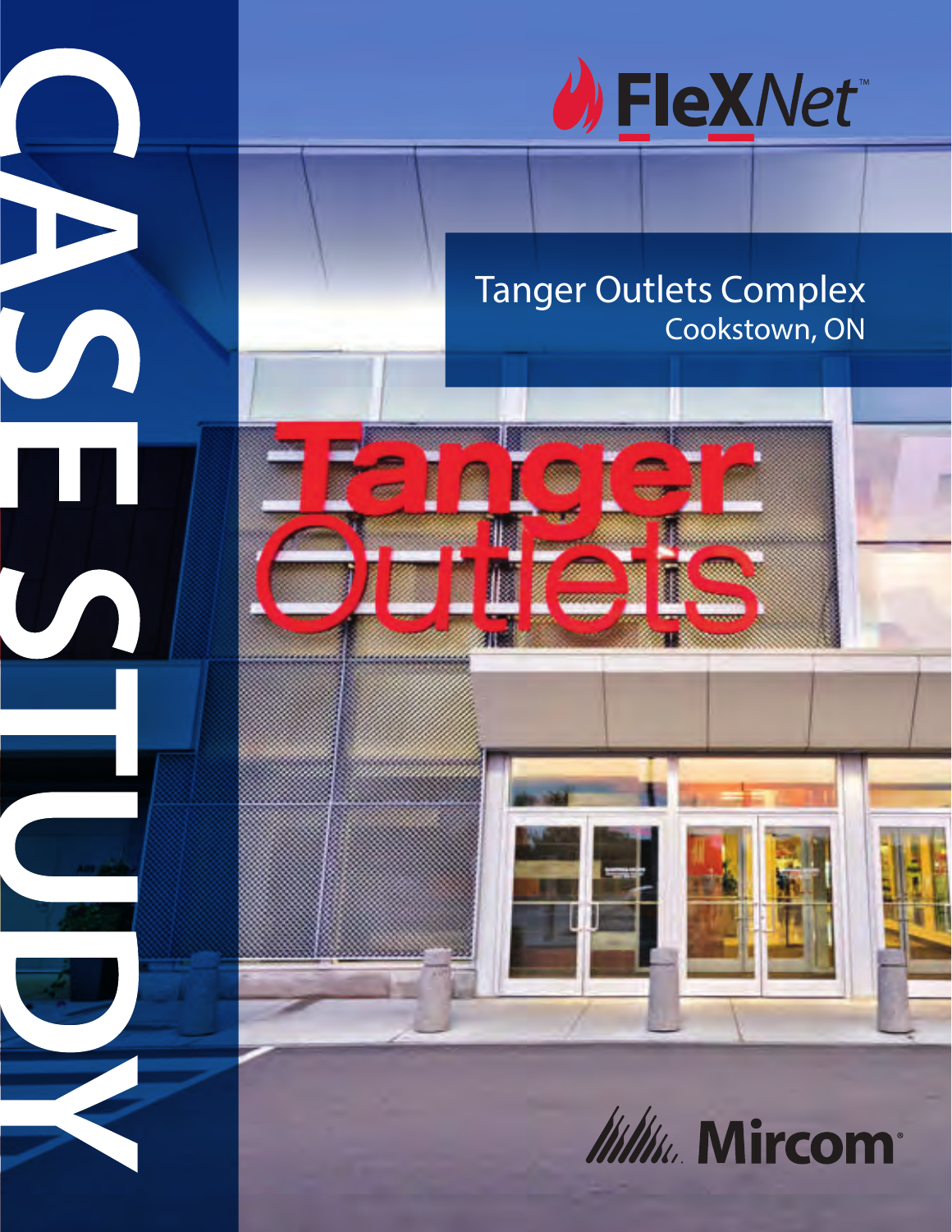# CASE STUDY

**FleXNet™**

## Tanger Outlets Complex
Cookstown, ON

**Mircom®**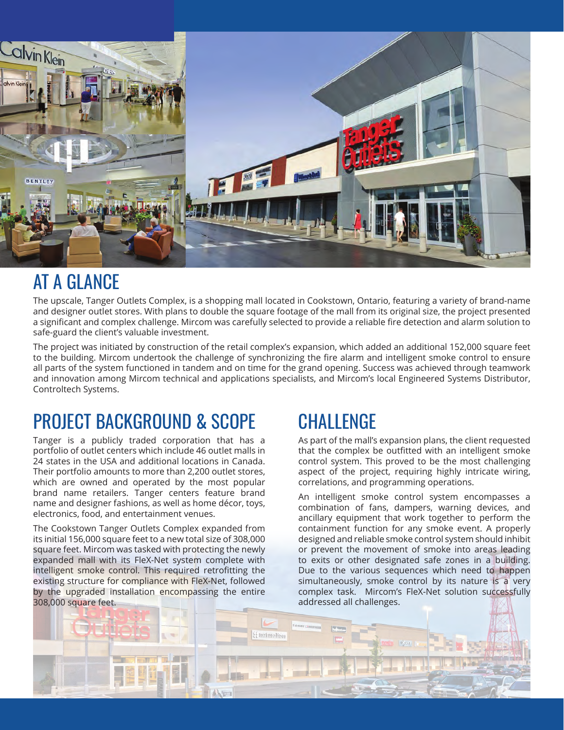## AT A GLANCE

The upscale, Tanger Outlets Complex, is a shopping mall located in Cookstown, Ontario, featuring a variety of brand-name and designer outlet stores. With plans to double the square footage of the mall from its original size, the project presented a significant and complex challenge. Mircom was carefully selected to provide a reliable fire detection and alarm solution to safe-guard the client's valuable investment.

The project was initiated by construction of the retail complex's expansion, which added an additional 152,000 square feet to the building. Mircom undertook the challenge of synchronizing the fire alarm and intelligent smoke control to ensure all parts of the system functioned in tandem and on time for the grand opening. Success was achieved through teamwork and innovation among Mircom technical and applications specialists, and Mircom's local Engineered Systems Distributor, Controltech Systems.

## PROJECT BACKGROUND & SCOPE

Tanger is a publicly traded corporation that has a portfolio of outlet centers which include 46 outlet malls in 24 states in the USA and additional locations in Canada. Their portfolio amounts to more than 2,200 outlet stores, which are owned and operated by the most popular brand name retailers. Tanger centers feature brand name and designer fashions, as well as home décor, toys, electronics, food, and entertainment venues.

The Cookstown Tanger Outlets Complex expanded from its initial 156,000 square feet to a new total size of 308,000 square feet. Mircom was tasked with protecting the newly expanded mall with its FleX-Net system complete with intelligent smoke control. This required retrofitting the existing structure for compliance with FleX-Net, followed by the upgraded installation encompassing the entire 308,000 square feet.

## CHALLENGE

As part of the mall's expansion plans, the client requested that the complex be outfitted with an intelligent smoke control system. This proved to be the most challenging aspect of the project, requiring highly intricate wiring, correlations, and programming operations.

An intelligent smoke control system encompasses a combination of fans, dampers, warning devices, and ancillary equipment that work together to perform the containment function for any smoke event. A properly designed and reliable smoke control system should inhibit or prevent the movement of smoke into areas leading to exits or other designated safe zones in a building. Due to the various sequences which need to happen simultaneously, smoke control by its nature is a very complex task. Mircom's FleX-Net solution successfully addressed all challenges.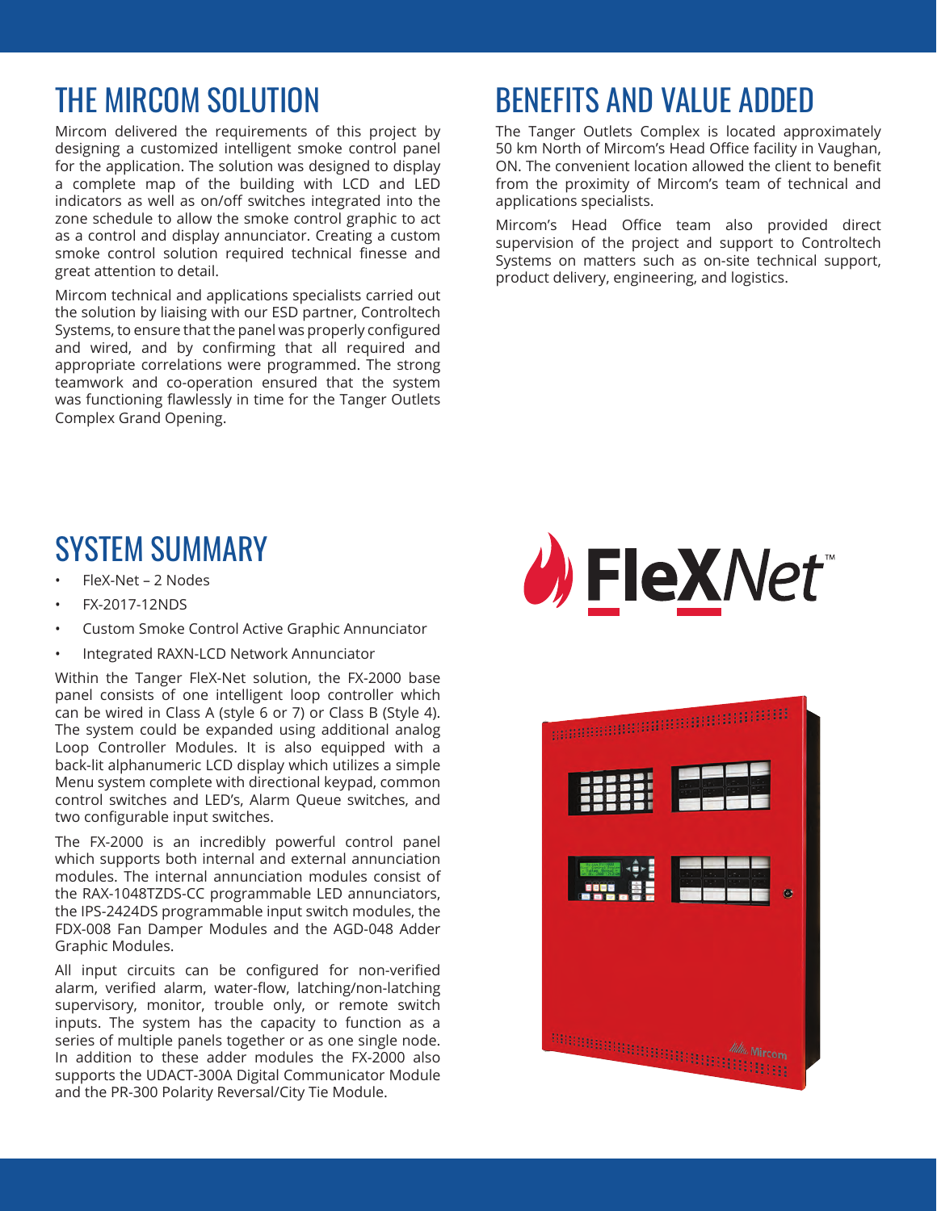## THE MIRCOM SOLUTION

Mircom delivered the requirements of this project by designing a customized intelligent smoke control panel for the application. The solution was designed to display a complete map of the building with LCD and LED indicators as well as on/off switches integrated into the zone schedule to allow the smoke control graphic to act as a control and display annunciator. Creating a custom smoke control solution required technical finesse and great attention to detail.

Mircom technical and applications specialists carried out the solution by liaising with our ESD partner, Controltech Systems, to ensure that the panel was properly configured and wired, and by confirming that all required and appropriate correlations were programmed. The strong teamwork and co-operation ensured that the system was functioning flawlessly in time for the Tanger Outlets Complex Grand Opening.

## BENEFITS AND VALUE ADDED

The Tanger Outlets Complex is located approximately 50 km North of Mircom's Head Office facility in Vaughan, ON. The convenient location allowed the client to benefit from the proximity of Mircom's team of technical and applications specialists.

Mircom's Head Office team also provided direct supervision of the project and support to Controltech Systems on matters such as on-site technical support, product delivery, engineering, and logistics.

## SYSTEM SUMMARY

- FleX-Net – 2 Nodes
- FX-2017-12NDS
- Custom Smoke Control Active Graphic Annunciator
- Integrated RAXN-LCD Network Annunciator

Within the Tanger FleX-Net solution, the FX-2000 base panel consists of one intelligent loop controller which can be wired in Class A (style 6 or 7) or Class B (Style 4). The system could be expanded using additional analog Loop Controller Modules. It is also equipped with a back-lit alphanumeric LCD display which utilizes a simple Menu system complete with directional keypad, common control switches and LED's, Alarm Queue switches, and two configurable input switches.

The FX-2000 is an incredibly powerful control panel which supports both internal and external annunciation modules. The internal annunciation modules consist of the RAX-1048TZDS-CC programmable LED annunciators, the IPS-2424DS programmable input switch modules, the FDX-008 Fan Damper Modules and the AGD-048 Adder Graphic Modules.

All input circuits can be configured for non-verified alarm, verified alarm, water-flow, latching/non-latching supervisory, monitor, trouble only, or remote switch inputs. The system has the capacity to function as a series of multiple panels together or as one single node. In addition to these adder modules the FX-2000 also supports the UDACT-300A Digital Communicator Module and the PR-300 Polarity Reversal/City Tie Module.

FleXNet™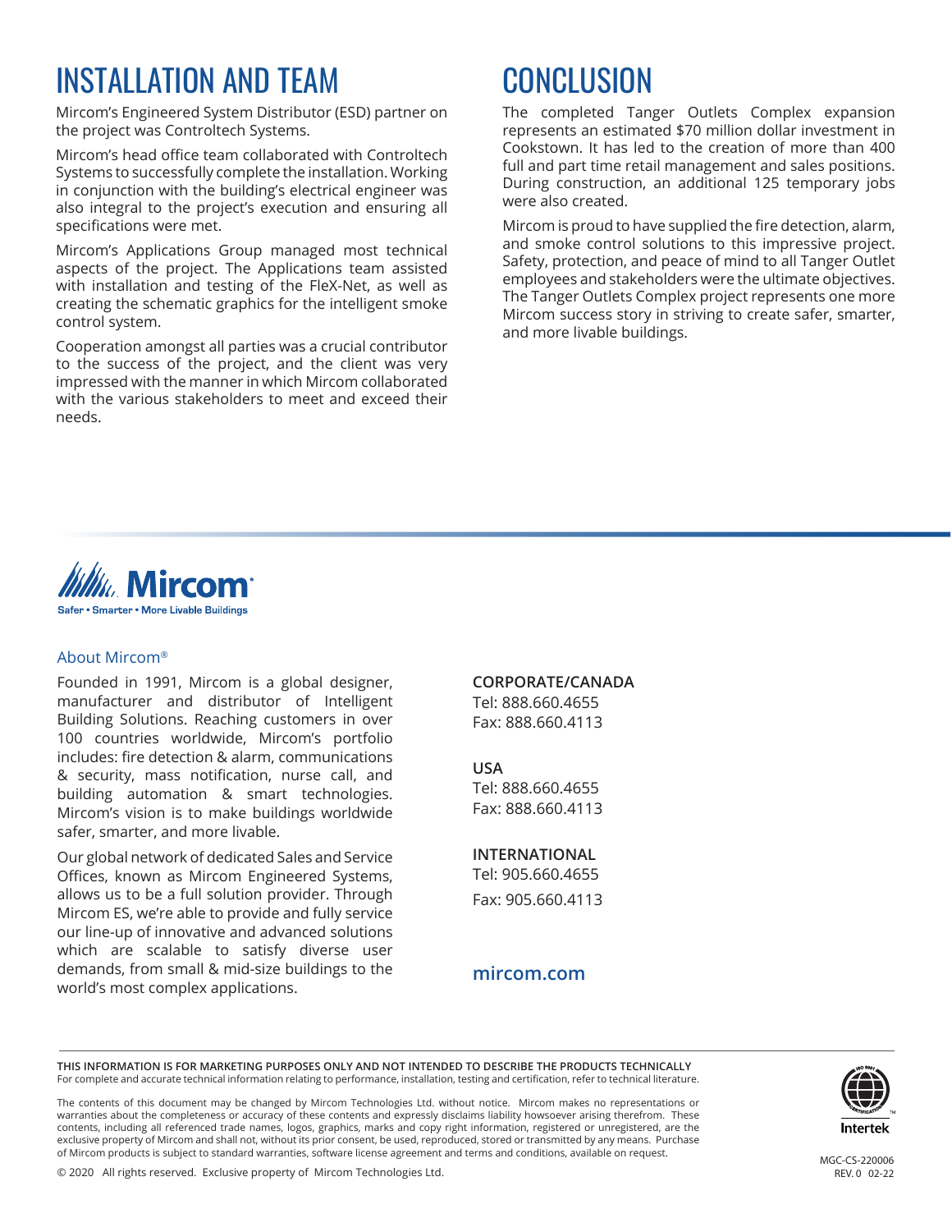## INSTALLATION AND TEAM

Mircom's Engineered System Distributor (ESD) partner on the project was Controltech Systems.

Mircom's head office team collaborated with Controltech Systems to successfully complete the installation. Working in conjunction with the building's electrical engineer was also integral to the project's execution and ensuring all specifications were met.

Mircom's Applications Group managed most technical aspects of the project. The Applications team assisted with installation and testing of the FleX-Net, as well as creating the schematic graphics for the intelligent smoke control system.

Cooperation amongst all parties was a crucial contributor to the success of the project, and the client was very impressed with the manner in which Mircom collaborated with the various stakeholders to meet and exceed their needs.

## CONCLUSION

The completed Tanger Outlets Complex expansion represents an estimated $70 million dollar investment in Cookstown. It has led to the creation of more than 400 full and part time retail management and sales positions. During construction, an additional 125 temporary jobs were also created.

Mircom is proud to have supplied the fire detection, alarm, and smoke control solutions to this impressive project. Safety, protection, and peace of mind to all Tanger Outlet employees and stakeholders were the ultimate objectives. The Tanger Outlets Complex project represents one more Mircom success story in striving to create safer, smarter, and more livable buildings.

Mircom

Safer • Smarter • More Livable Buildings

### About Mircom®

Founded in 1991, Mircom is a global designer, manufacturer and distributor of Intelligent Building Solutions. Reaching customers in over 100 countries worldwide, Mircom's portfolio includes: fire detection & alarm, communications & security, mass notification, nurse call, and building automation & smart technologies. Mircom's vision is to make buildings worldwide safer, smarter, and more livable.

Our global network of dedicated Sales and Service Offices, known as Mircom Engineered Systems, allows us to be a full solution provider. Through Mircom ES, we're able to provide and fully service our line-up of innovative and advanced solutions which are scalable to satisfy diverse user demands, from small & mid-size buildings to the world's most complex applications.

**CORPORATE/CANADA**
Tel: 888.660.4655
Fax: 888.660.4113

**USA**
Tel: 888.660.4655
Fax: 888.660.4113

**INTERNATIONAL**
Tel: 905.660.4655
Fax: 905.660.4113

**mircom.com**

**THIS INFORMATION IS FOR MARKETING PURPOSES ONLY AND NOT INTENDED TO DESCRIBE THE PRODUCTS TECHNICALLY**
For complete and accurate technical information relating to performance, installation, testing and certification, refer to technical literature.

The contents of this document may be changed by Mircom Technologies Ltd. without notice. Mircom makes no representations or warranties about the completeness or accuracy of these contents and expressly disclaims liability howsoever arising therefrom. These contents, including all referenced trade names, logos, graphics, marks and copy right information, registered or unregistered, are the exclusive property of Mircom and shall not, without its prior consent, be used, reproduced, stored or transmitted by any means. Purchase of Mircom products is subject to standard warranties, software license agreement and terms and conditions, available on request.

© 2020 All rights reserved. Exclusive property of Mircom Technologies Ltd.

Intertek

MGC-CS-220006
REV. 0 02-22